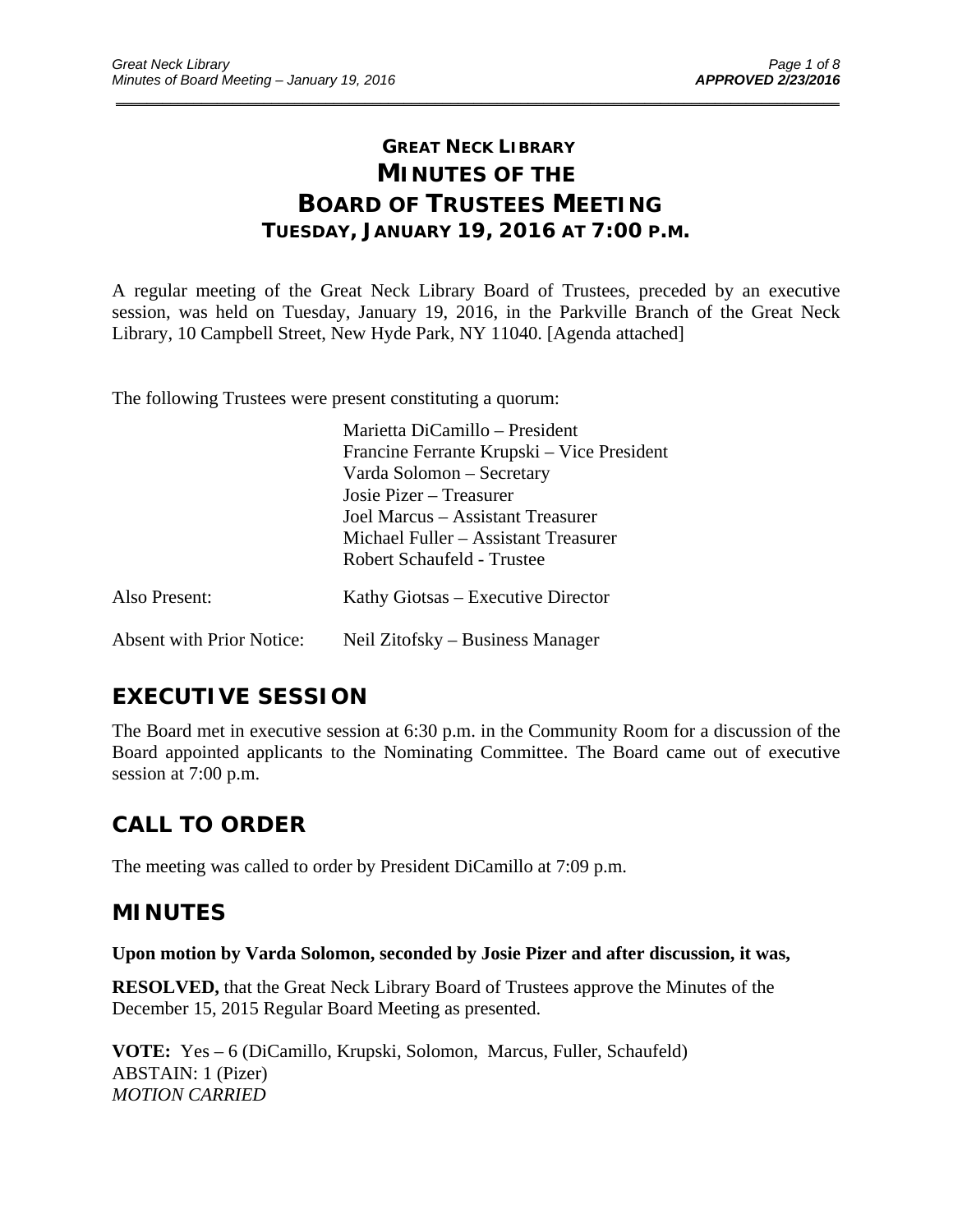# GREAT NECK LIBRARY
# MINUTES OF THE BOARD OF TRUSTEES MEETING
## TUESDAY, JANUARY 19, 2016 AT 7:00 P.M.

A regular meeting of the Great Neck Library Board of Trustees, preceded by an executive session, was held on Tuesday, January 19, 2016, in the Parkville Branch of the Great Neck Library, 10 Campbell Street, New Hyde Park, NY 11040. [Agenda attached]

The following Trustees were present constituting a quorum:

| | |
|---|---|
| | Marietta DiCamillo – President |
| | Francine Ferrante Krupski – Vice President |
| | Varda Solomon – Secretary |
| | Josie Pizer – Treasurer |
| | Joel Marcus – Assistant Treasurer |
| | Michael Fuller – Assistant Treasurer |
| | Robert Schaufeld - Trustee |
| Also Present: | Kathy Giotsas – Executive Director |
| Absent with Prior Notice: | Neil Zitofsky – Business Manager |

## EXECUTIVE SESSION

The Board met in executive session at 6:30 p.m. in the Community Room for a discussion of the Board appointed applicants to the Nominating Committee. The Board came out of executive session at 7:00 p.m.

## CALL TO ORDER

The meeting was called to order by President DiCamillo at 7:09 p.m.

## MINUTES

**Upon motion by Varda Solomon, seconded by Josie Pizer and after discussion, it was,**

**RESOLVED,** that the Great Neck Library Board of Trustees approve the Minutes of the December 15, 2015 Regular Board Meeting as presented.

**VOTE:** Yes – 6 (DiCamillo, Krupski, Solomon, Marcus, Fuller, Schaufeld)
ABSTAIN: 1 (Pizer)
*MOTION CARRIED*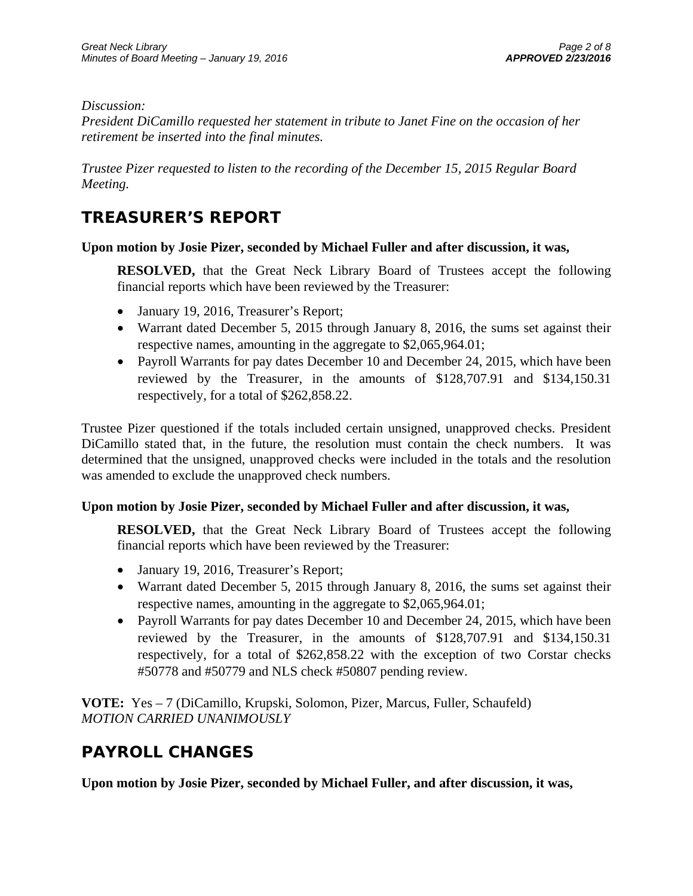*Discussion:*
*President DiCamillo requested her statement in tribute to Janet Fine on the occasion of her retirement be inserted into the final minutes.*

*Trustee Pizer requested to listen to the recording of the December 15, 2015 Regular Board Meeting.*

## TREASURER'S REPORT

**Upon motion by Josie Pizer, seconded by Michael Fuller and after discussion, it was,**

> **RESOLVED,** that the Great Neck Library Board of Trustees accept the following financial reports which have been reviewed by the Treasurer:
>
> - January 19, 2016, Treasurer's Report;
> - Warrant dated December 5, 2015 through January 8, 2016, the sums set against their respective names, amounting in the aggregate to $2,065,964.01;
> - Payroll Warrants for pay dates December 10 and December 24, 2015, which have been reviewed by the Treasurer, in the amounts of $128,707.91 and $134,150.31 respectively, for a total of $262,858.22.

Trustee Pizer questioned if the totals included certain unsigned, unapproved checks. President DiCamillo stated that, in the future, the resolution must contain the check numbers. It was determined that the unsigned, unapproved checks were included in the totals and the resolution was amended to exclude the unapproved check numbers.

**Upon motion by Josie Pizer, seconded by Michael Fuller and after discussion, it was,**

> **RESOLVED,** that the Great Neck Library Board of Trustees accept the following financial reports which have been reviewed by the Treasurer:
>
> - January 19, 2016, Treasurer's Report;
> - Warrant dated December 5, 2015 through January 8, 2016, the sums set against their respective names, amounting in the aggregate to $2,065,964.01;
> - Payroll Warrants for pay dates December 10 and December 24, 2015, which have been reviewed by the Treasurer, in the amounts of $128,707.91 and $134,150.31 respectively, for a total of $262,858.22 with the exception of two Corstar checks #50778 and #50779 and NLS check #50807 pending review.

**VOTE:** Yes – 7 (DiCamillo, Krupski, Solomon, Pizer, Marcus, Fuller, Schaufeld)
*MOTION CARRIED UNANIMOUSLY*

## PAYROLL CHANGES

**Upon motion by Josie Pizer, seconded by Michael Fuller, and after discussion, it was,**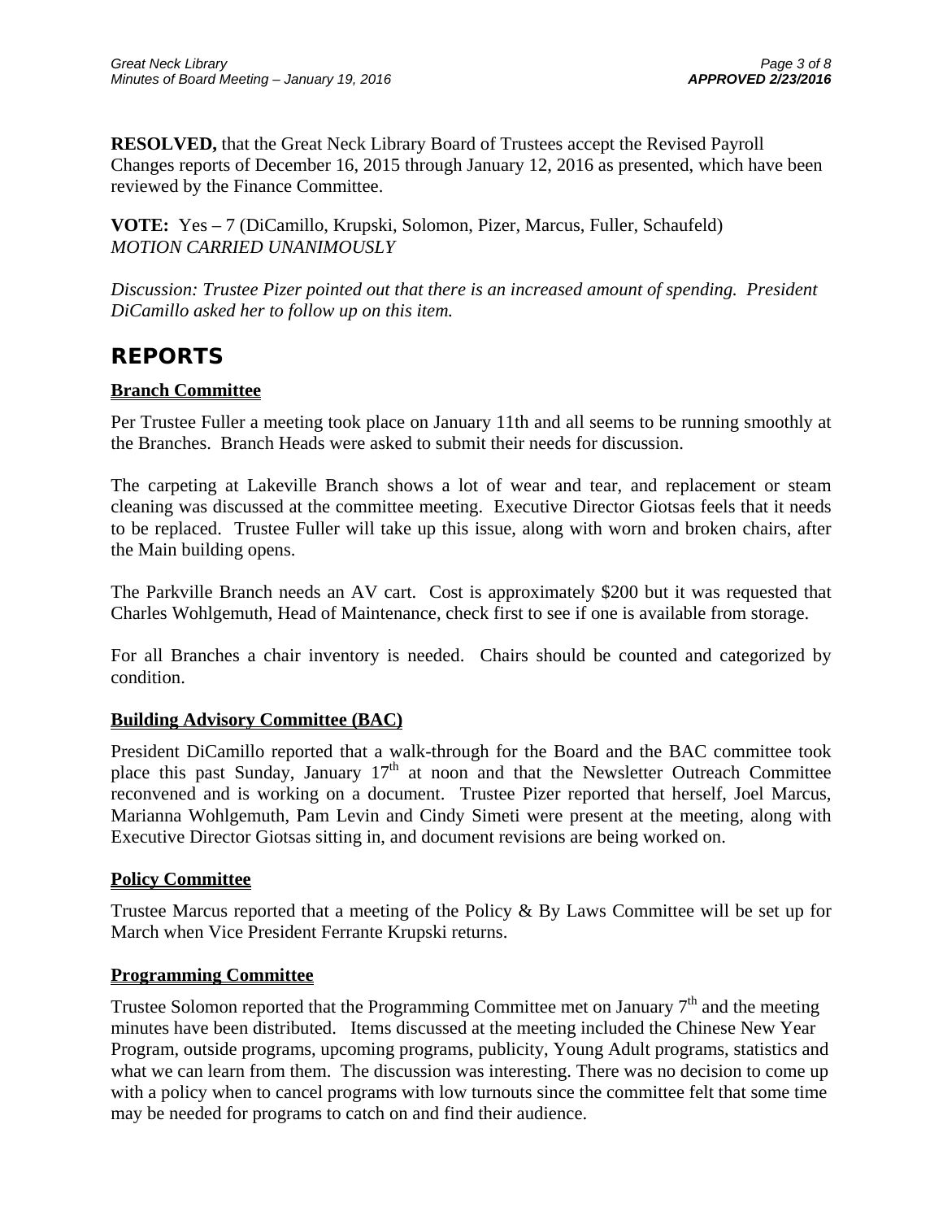**RESOLVED,** that the Great Neck Library Board of Trustees accept the Revised Payroll Changes reports of December 16, 2015 through January 12, 2016 as presented, which have been reviewed by the Finance Committee.

**VOTE:** Yes – 7 (DiCamillo, Krupski, Solomon, Pizer, Marcus, Fuller, Schaufeld)
*MOTION CARRIED UNANIMOUSLY*

*Discussion: Trustee Pizer pointed out that there is an increased amount of spending. President DiCamillo asked her to follow up on this item.*

# REPORTS

## Branch Committee

Per Trustee Fuller a meeting took place on January 11th and all seems to be running smoothly at the Branches. Branch Heads were asked to submit their needs for discussion.

The carpeting at Lakeville Branch shows a lot of wear and tear, and replacement or steam cleaning was discussed at the committee meeting. Executive Director Giotsas feels that it needs to be replaced. Trustee Fuller will take up this issue, along with worn and broken chairs, after the Main building opens.

The Parkville Branch needs an AV cart. Cost is approximately $200 but it was requested that Charles Wohlgemuth, Head of Maintenance, check first to see if one is available from storage.

For all Branches a chair inventory is needed. Chairs should be counted and categorized by condition.

## Building Advisory Committee (BAC)

President DiCamillo reported that a walk-through for the Board and the BAC committee took place this past Sunday, January 17th at noon and that the Newsletter Outreach Committee reconvened and is working on a document. Trustee Pizer reported that herself, Joel Marcus, Marianna Wohlgemuth, Pam Levin and Cindy Simeti were present at the meeting, along with Executive Director Giotsas sitting in, and document revisions are being worked on.

## Policy Committee

Trustee Marcus reported that a meeting of the Policy & By Laws Committee will be set up for March when Vice President Ferrante Krupski returns.

## Programming Committee

Trustee Solomon reported that the Programming Committee met on January 7th and the meeting minutes have been distributed. Items discussed at the meeting included the Chinese New Year Program, outside programs, upcoming programs, publicity, Young Adult programs, statistics and what we can learn from them. The discussion was interesting. There was no decision to come up with a policy when to cancel programs with low turnouts since the committee felt that some time may be needed for programs to catch on and find their audience.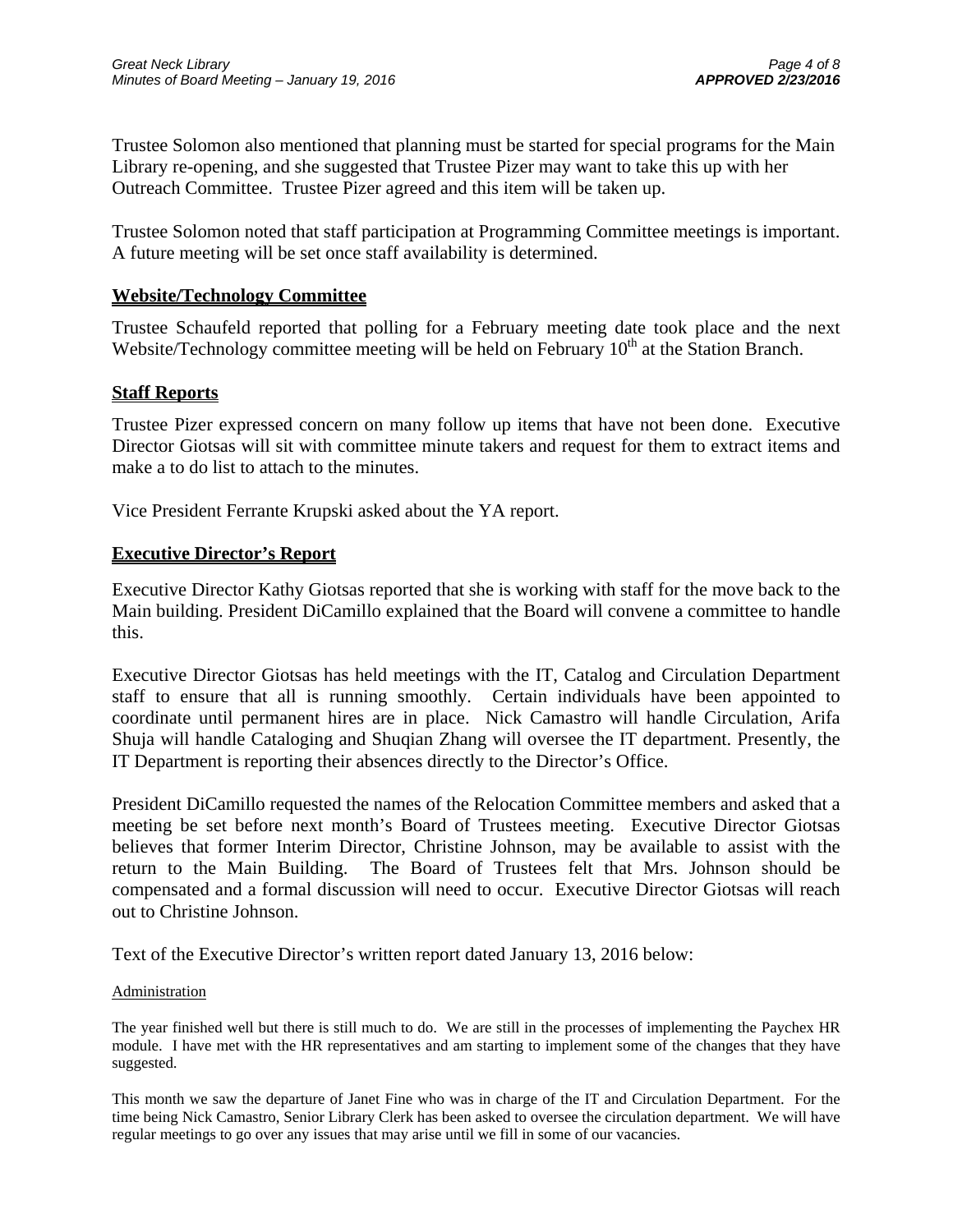Trustee Solomon also mentioned that planning must be started for special programs for the Main Library re-opening, and she suggested that Trustee Pizer may want to take this up with her Outreach Committee. Trustee Pizer agreed and this item will be taken up.

Trustee Solomon noted that staff participation at Programming Committee meetings is important. A future meeting will be set once staff availability is determined.

## Website/Technology Committee

Trustee Schaufeld reported that polling for a February meeting date took place and the next Website/Technology committee meeting will be held on February 10th at the Station Branch.

## Staff Reports

Trustee Pizer expressed concern on many follow up items that have not been done. Executive Director Giotsas will sit with committee minute takers and request for them to extract items and make a to do list to attach to the minutes.

Vice President Ferrante Krupski asked about the YA report.

## Executive Director's Report

Executive Director Kathy Giotsas reported that she is working with staff for the move back to the Main building. President DiCamillo explained that the Board will convene a committee to handle this.

Executive Director Giotsas has held meetings with the IT, Catalog and Circulation Department staff to ensure that all is running smoothly. Certain individuals have been appointed to coordinate until permanent hires are in place. Nick Camastro will handle Circulation, Arifa Shuja will handle Cataloging and Shuqian Zhang will oversee the IT department. Presently, the IT Department is reporting their absences directly to the Director's Office.

President DiCamillo requested the names of the Relocation Committee members and asked that a meeting be set before next month's Board of Trustees meeting. Executive Director Giotsas believes that former Interim Director, Christine Johnson, may be available to assist with the return to the Main Building. The Board of Trustees felt that Mrs. Johnson should be compensated and a formal discussion will need to occur. Executive Director Giotsas will reach out to Christine Johnson.

Text of the Executive Director's written report dated January 13, 2016 below:

Administration

The year finished well but there is still much to do. We are still in the processes of implementing the Paychex HR module. I have met with the HR representatives and am starting to implement some of the changes that they have suggested.

This month we saw the departure of Janet Fine who was in charge of the IT and Circulation Department. For the time being Nick Camastro, Senior Library Clerk has been asked to oversee the circulation department. We will have regular meetings to go over any issues that may arise until we fill in some of our vacancies.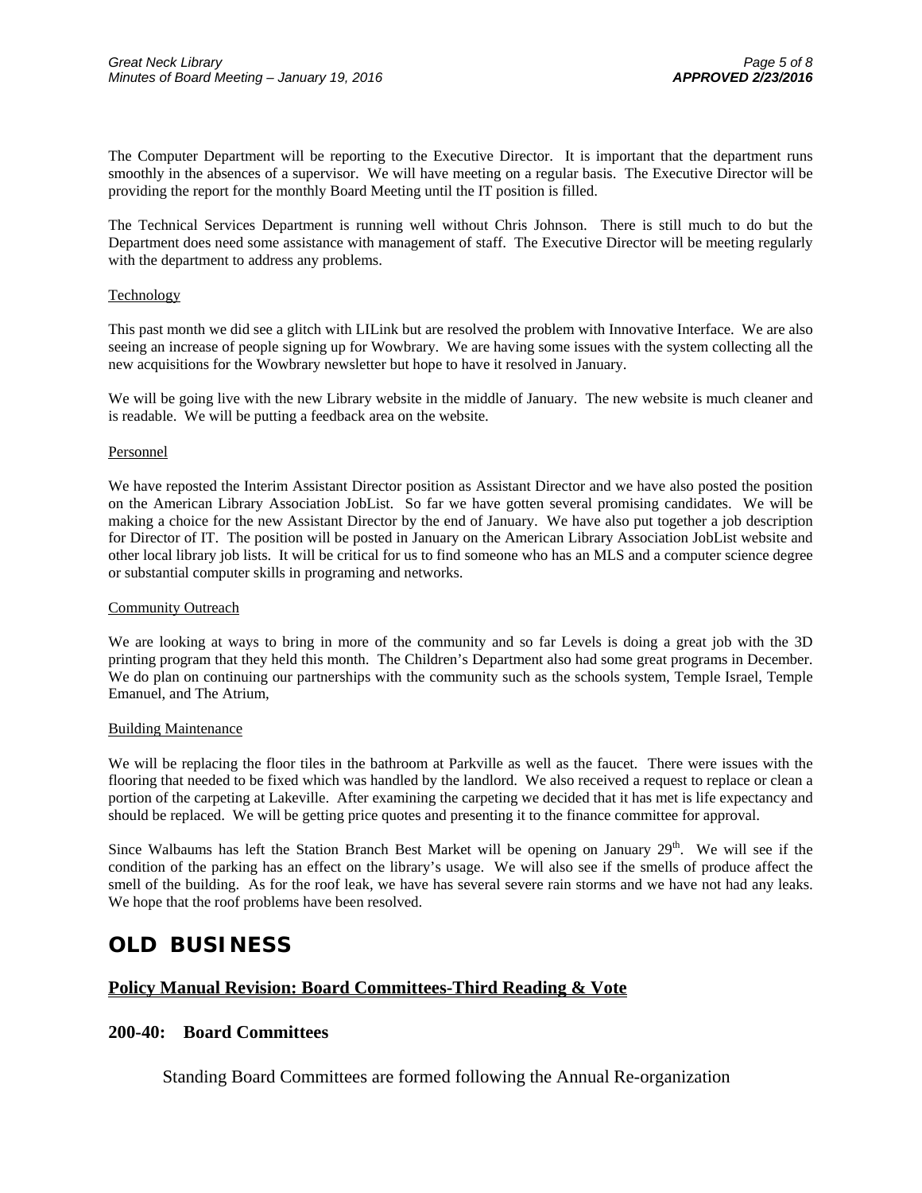The Computer Department will be reporting to the Executive Director. It is important that the department runs smoothly in the absences of a supervisor. We will have meeting on a regular basis. The Executive Director will be providing the report for the monthly Board Meeting until the IT position is filled.

The Technical Services Department is running well without Chris Johnson. There is still much to do but the Department does need some assistance with management of staff. The Executive Director will be meeting regularly with the department to address any problems.

Technology

This past month we did see a glitch with LILink but are resolved the problem with Innovative Interface. We are also seeing an increase of people signing up for Wowbrary. We are having some issues with the system collecting all the new acquisitions for the Wowbrary newsletter but hope to have it resolved in January.

We will be going live with the new Library website in the middle of January. The new website is much cleaner and is readable. We will be putting a feedback area on the website.

Personnel

We have reposted the Interim Assistant Director position as Assistant Director and we have also posted the position on the American Library Association JobList. So far we have gotten several promising candidates. We will be making a choice for the new Assistant Director by the end of January. We have also put together a job description for Director of IT. The position will be posted in January on the American Library Association JobList website and other local library job lists. It will be critical for us to find someone who has an MLS and a computer science degree or substantial computer skills in programing and networks.

Community Outreach

We are looking at ways to bring in more of the community and so far Levels is doing a great job with the 3D printing program that they held this month. The Children's Department also had some great programs in December. We do plan on continuing our partnerships with the community such as the schools system, Temple Israel, Temple Emanuel, and The Atrium,

Building Maintenance

We will be replacing the floor tiles in the bathroom at Parkville as well as the faucet. There were issues with the flooring that needed to be fixed which was handled by the landlord. We also received a request to replace or clean a portion of the carpeting at Lakeville. After examining the carpeting we decided that it has met is life expectancy and should be replaced. We will be getting price quotes and presenting it to the finance committee for approval.

Since Walbaums has left the Station Branch Best Market will be opening on January 29th. We will see if the condition of the parking has an effect on the library's usage. We will also see if the smells of produce affect the smell of the building. As for the roof leak, we have has several severe rain storms and we have not had any leaks. We hope that the roof problems have been resolved.

# OLD BUSINESS

## Policy Manual Revision: Board Committees-Third Reading & Vote

### 200-40: Board Committees

Standing Board Committees are formed following the Annual Re-organization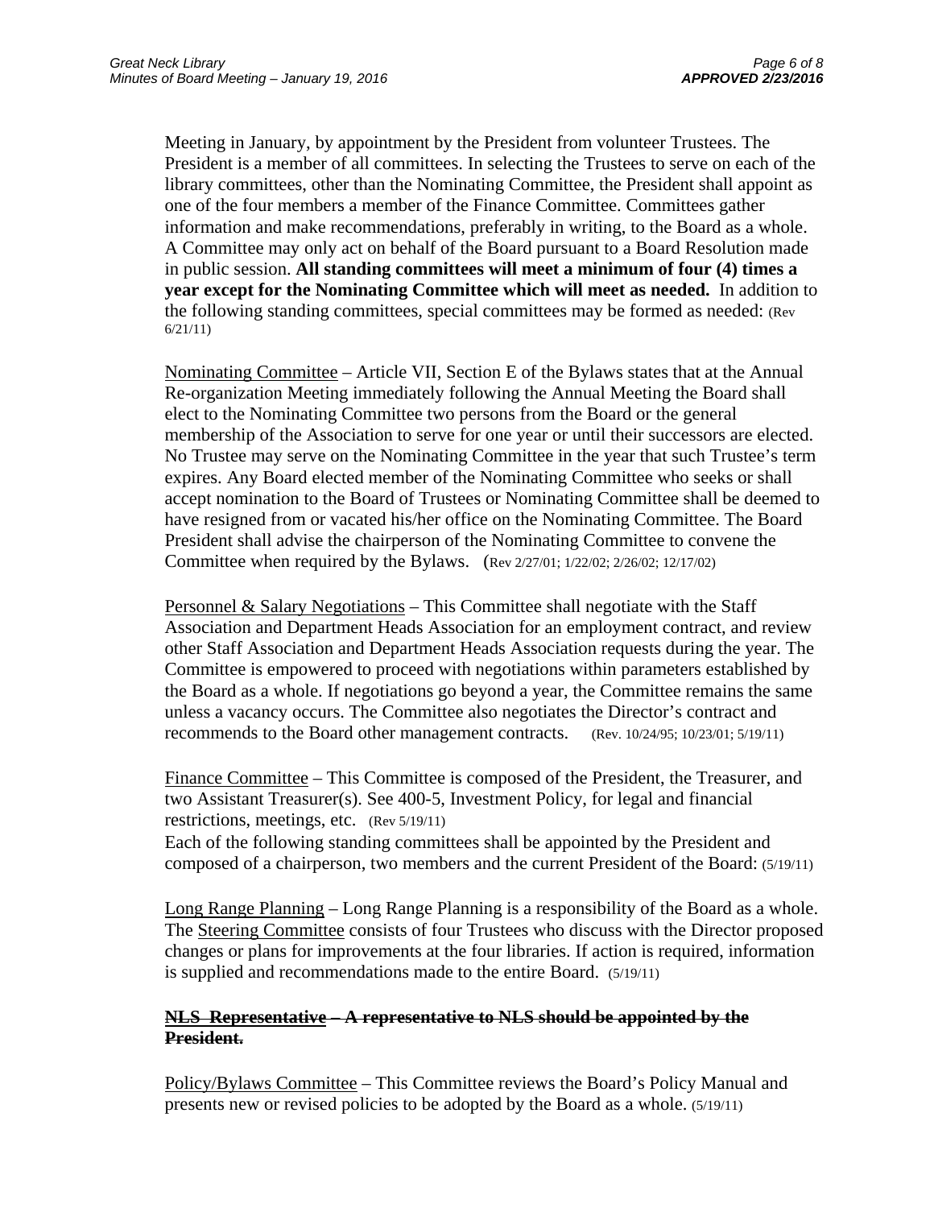Meeting in January, by appointment by the President from volunteer Trustees. The President is a member of all committees. In selecting the Trustees to serve on each of the library committees, other than the Nominating Committee, the President shall appoint as one of the four members a member of the Finance Committee. Committees gather information and make recommendations, preferably in writing, to the Board as a whole. A Committee may only act on behalf of the Board pursuant to a Board Resolution made in public session. **All standing committees will meet a minimum of four (4) times a year except for the Nominating Committee which will meet as needed.** In addition to the following standing committees, special committees may be formed as needed: (Rev 6/21/11)

<u>Nominating Committee</u> – Article VII, Section E of the Bylaws states that at the Annual Re-organization Meeting immediately following the Annual Meeting the Board shall elect to the Nominating Committee two persons from the Board or the general membership of the Association to serve for one year or until their successors are elected. No Trustee may serve on the Nominating Committee in the year that such Trustee's term expires. Any Board elected member of the Nominating Committee who seeks or shall accept nomination to the Board of Trustees or Nominating Committee shall be deemed to have resigned from or vacated his/her office on the Nominating Committee. The Board President shall advise the chairperson of the Nominating Committee to convene the Committee when required by the Bylaws. (Rev 2/27/01; 1/22/02; 2/26/02; 12/17/02)

<u>Personnel & Salary Negotiations</u> – This Committee shall negotiate with the Staff Association and Department Heads Association for an employment contract, and review other Staff Association and Department Heads Association requests during the year. The Committee is empowered to proceed with negotiations within parameters established by the Board as a whole. If negotiations go beyond a year, the Committee remains the same unless a vacancy occurs. The Committee also negotiates the Director's contract and recommends to the Board other management contracts. (Rev. 10/24/95; 10/23/01; 5/19/11)

<u>Finance Committee</u> – This Committee is composed of the President, the Treasurer, and two Assistant Treasurer(s). See 400-5, Investment Policy, for legal and financial restrictions, meetings, etc. (Rev 5/19/11)
Each of the following standing committees shall be appointed by the President and composed of a chairperson, two members and the current President of the Board: (5/19/11)

<u>Long Range Planning</u> – Long Range Planning is a responsibility of the Board as a whole. The <u>Steering Committee</u> consists of four Trustees who discuss with the Director proposed changes or plans for improvements at the four libraries. If action is required, information is supplied and recommendations made to the entire Board. (5/19/11)

**~~NLS Representative – A representative to NLS should be appointed by the President.~~**

<u>Policy/Bylaws Committee</u> – This Committee reviews the Board's Policy Manual and presents new or revised policies to be adopted by the Board as a whole. (5/19/11)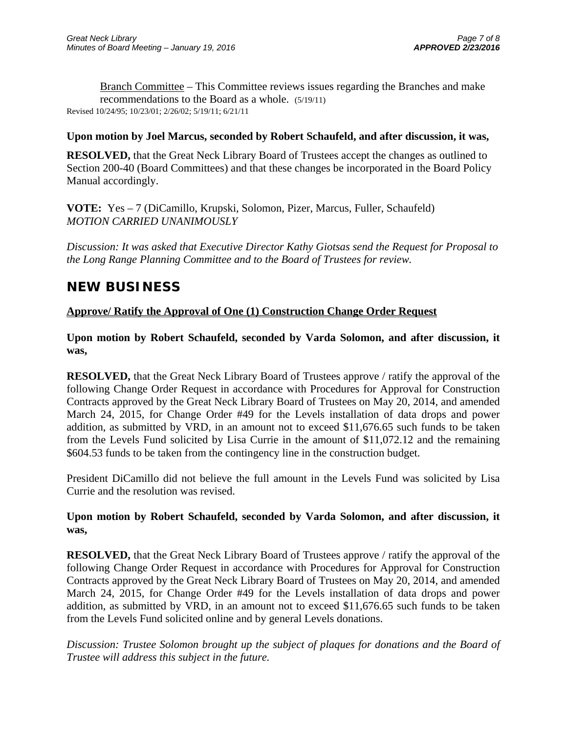Branch Committee – This Committee reviews issues regarding the Branches and make recommendations to the Board as a whole. (5/19/11)

Revised 10/24/95; 10/23/01; 2/26/02; 5/19/11; 6/21/11

**Upon motion by Joel Marcus, seconded by Robert Schaufeld, and after discussion, it was,**

**RESOLVED,** that the Great Neck Library Board of Trustees accept the changes as outlined to Section 200-40 (Board Committees) and that these changes be incorporated in the Board Policy Manual accordingly.

**VOTE:** Yes – 7 (DiCamillo, Krupski, Solomon, Pizer, Marcus, Fuller, Schaufeld)
*MOTION CARRIED UNANIMOUSLY*

*Discussion: It was asked that Executive Director Kathy Giotsas send the Request for Proposal to the Long Range Planning Committee and to the Board of Trustees for review.*

## NEW BUSINESS

**Approve/ Ratify the Approval of One (1) Construction Change Order Request**

**Upon motion by Robert Schaufeld, seconded by Varda Solomon, and after discussion, it was,**

**RESOLVED,** that the Great Neck Library Board of Trustees approve / ratify the approval of the following Change Order Request in accordance with Procedures for Approval for Construction Contracts approved by the Great Neck Library Board of Trustees on May 20, 2014, and amended March 24, 2015, for Change Order #49 for the Levels installation of data drops and power addition, as submitted by VRD, in an amount not to exceed $11,676.65 such funds to be taken from the Levels Fund solicited by Lisa Currie in the amount of $11,072.12 and the remaining $604.53 funds to be taken from the contingency line in the construction budget.

President DiCamillo did not believe the full amount in the Levels Fund was solicited by Lisa Currie and the resolution was revised.

**Upon motion by Robert Schaufeld, seconded by Varda Solomon, and after discussion, it was,**

**RESOLVED,** that the Great Neck Library Board of Trustees approve / ratify the approval of the following Change Order Request in accordance with Procedures for Approval for Construction Contracts approved by the Great Neck Library Board of Trustees on May 20, 2014, and amended March 24, 2015, for Change Order #49 for the Levels installation of data drops and power addition, as submitted by VRD, in an amount not to exceed $11,676.65 such funds to be taken from the Levels Fund solicited online and by general Levels donations.

*Discussion: Trustee Solomon brought up the subject of plaques for donations and the Board of Trustee will address this subject in the future.*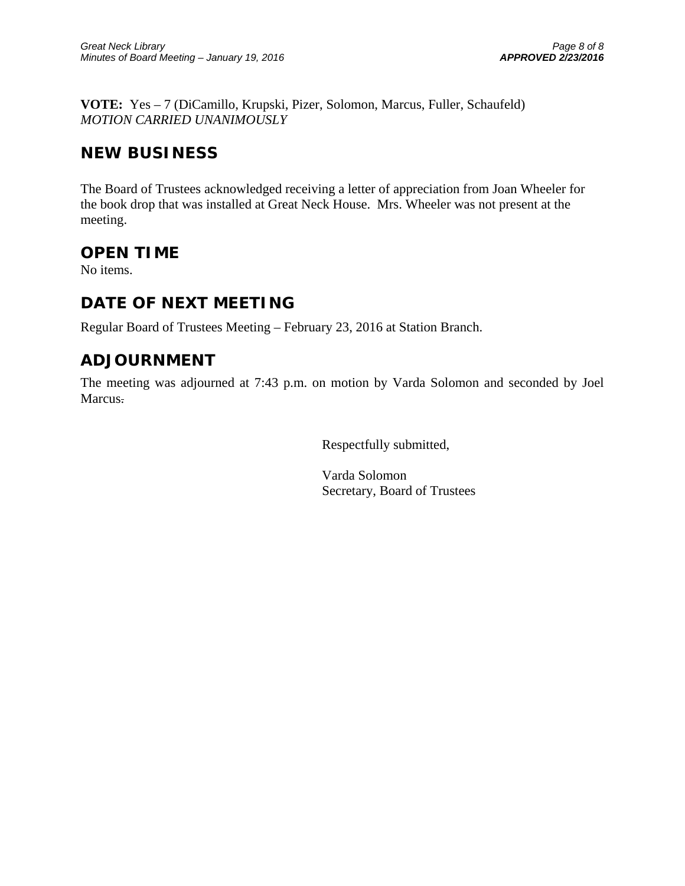**VOTE:** Yes – 7 (DiCamillo, Krupski, Pizer, Solomon, Marcus, Fuller, Schaufeld)
*MOTION CARRIED UNANIMOUSLY*

## NEW BUSINESS

The Board of Trustees acknowledged receiving a letter of appreciation from Joan Wheeler for the book drop that was installed at Great Neck House. Mrs. Wheeler was not present at the meeting.

## OPEN TIME

No items.

## DATE OF NEXT MEETING

Regular Board of Trustees Meeting – February 23, 2016 at Station Branch.

## ADJOURNMENT

The meeting was adjourned at 7:43 p.m. on motion by Varda Solomon and seconded by Joel Marcus.

Respectfully submitted,

Varda Solomon
Secretary, Board of Trustees